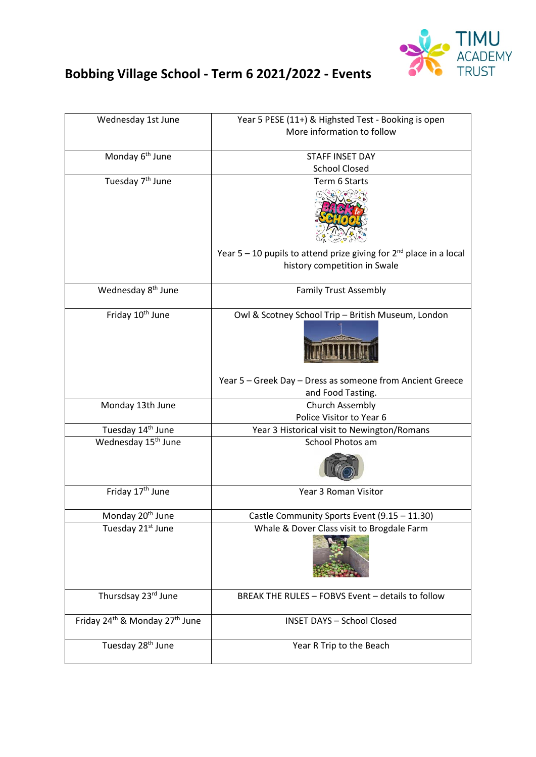# Bobbing Village School - Term 6 2021/2022 - Events

| Date | Event |
|---|---|
| Wednesday 1st June | Year 5 PESE (11+) & Highsted Test - Booking is open<br>More information to follow |
| Monday 6th June | STAFF INSET DAY<br>School Closed |
| Tuesday 7th June | Term 6 Starts<br>Year 5 – 10 pupils to attend prize giving for 2nd place in a local history competition in Swale |
| Wednesday 8th June | Family Trust Assembly |
| Friday 10th June | Owl & Scotney School Trip – British Museum, London<br>Year 5 – Greek Day – Dress as someone from Ancient Greece and Food Tasting. |
| Monday 13th June | Church Assembly<br>Police Visitor to Year 6 |
| Tuesday 14th June | Year 3 Historical visit to Newington/Romans |
| Wednesday 15th June | School Photos am |
| Friday 17th June | Year 3 Roman Visitor |
| Monday 20th June | Castle Community Sports Event (9.15 – 11.30) |
| Tuesday 21st June | Whale & Dover Class visit to Brogdale Farm |
| Thursday 23rd June | BREAK THE RULES – FOBVS Event – details to follow |
| Friday 24th & Monday 27th June | INSET DAYS – School Closed |
| Tuesday 28th June | Year R Trip to the Beach |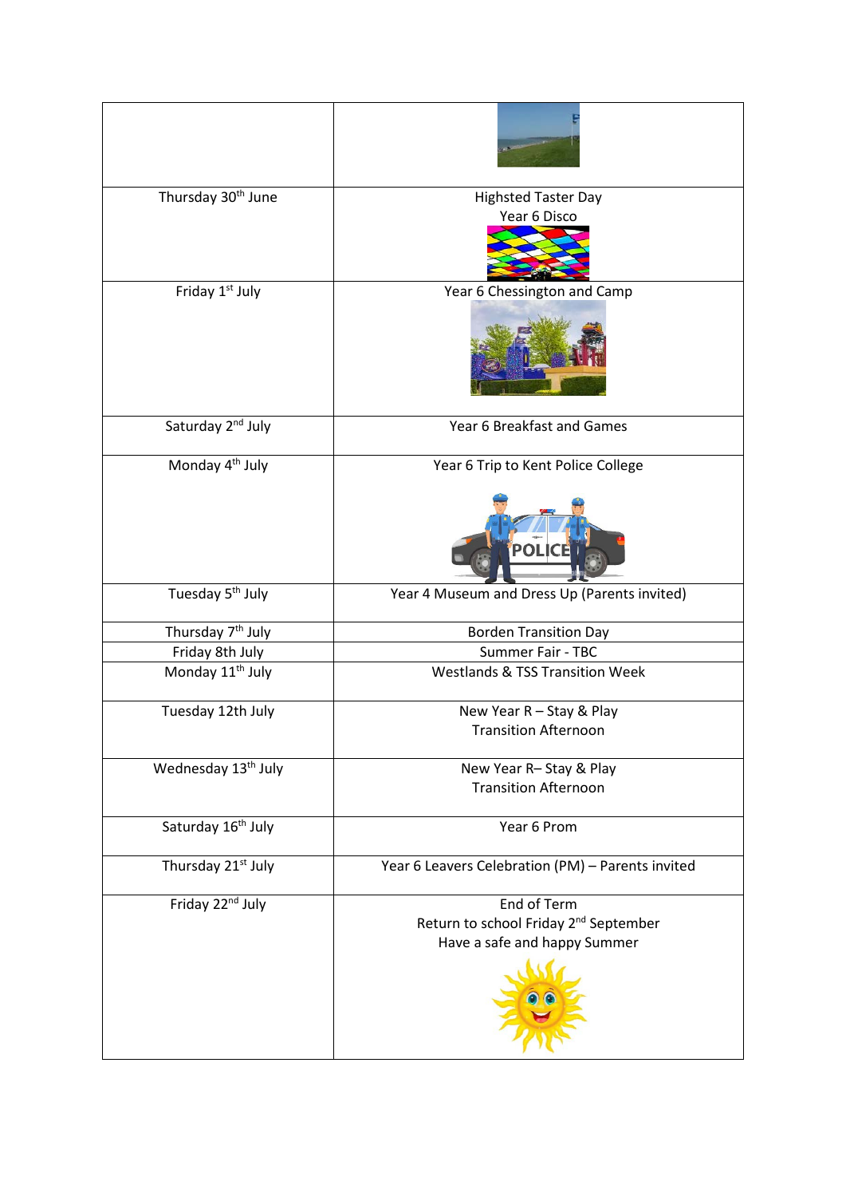| | |
|---|---|
| | |
| Thursday 30th June | Highsted Taster Day<br>Year 6 Disco |
| Friday 1st July | Year 6 Chessington and Camp |
| Saturday 2nd July | Year 6 Breakfast and Games |
| Monday 4th July | Year 6 Trip to Kent Police College |
| Tuesday 5th July | Year 4 Museum and Dress Up (Parents invited) |
| Thursday 7th July | Borden Transition Day |
| Friday 8th July | Summer Fair - TBC |
| Monday 11th July | Westlands & TSS Transition Week |
| Tuesday 12th July | New Year R – Stay & Play<br>Transition Afternoon |
| Wednesday 13th July | New Year R– Stay & Play<br>Transition Afternoon |
| Saturday 16th July | Year 6 Prom |
| Thursday 21st July | Year 6 Leavers Celebration (PM) – Parents invited |
| Friday 22nd July | End of Term<br>Return to school Friday 2nd September<br>Have a safe and happy Summer |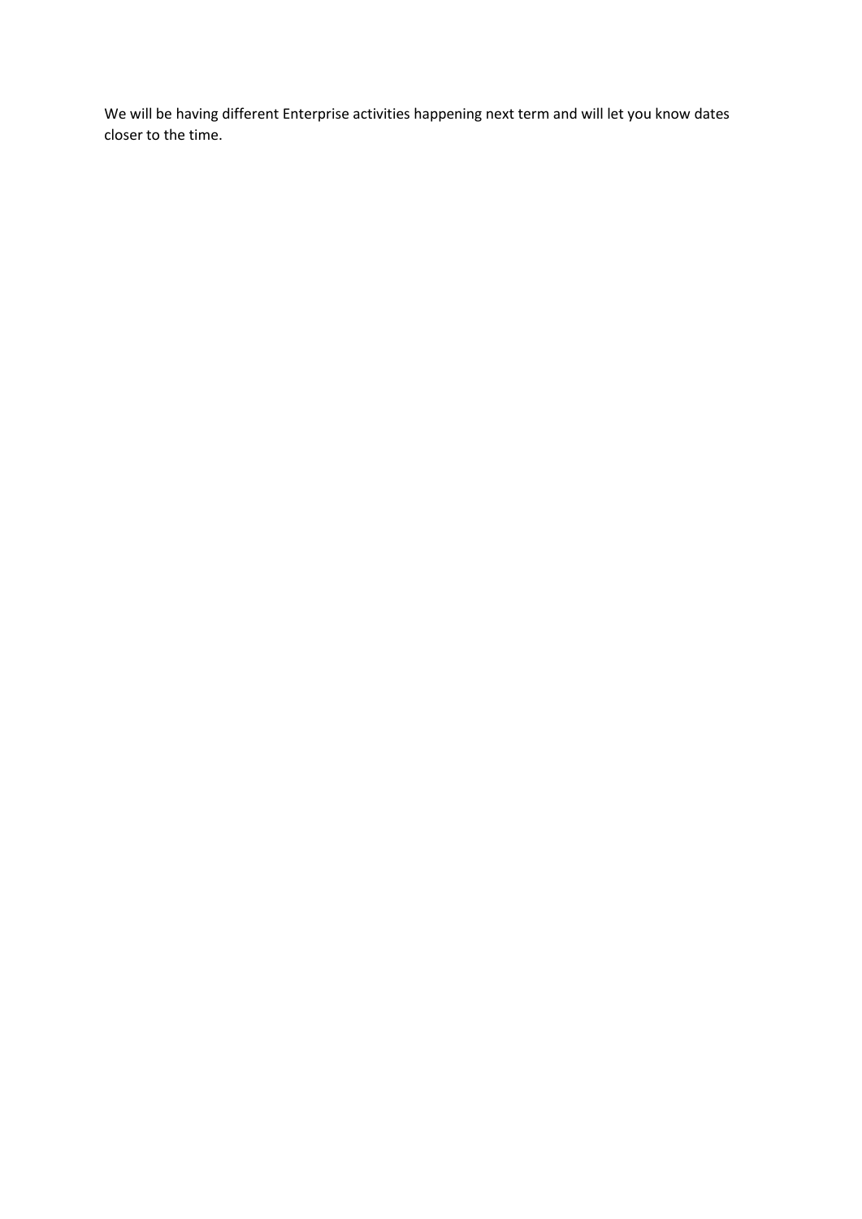We will be having different Enterprise activities happening next term and will let you know dates closer to the time.